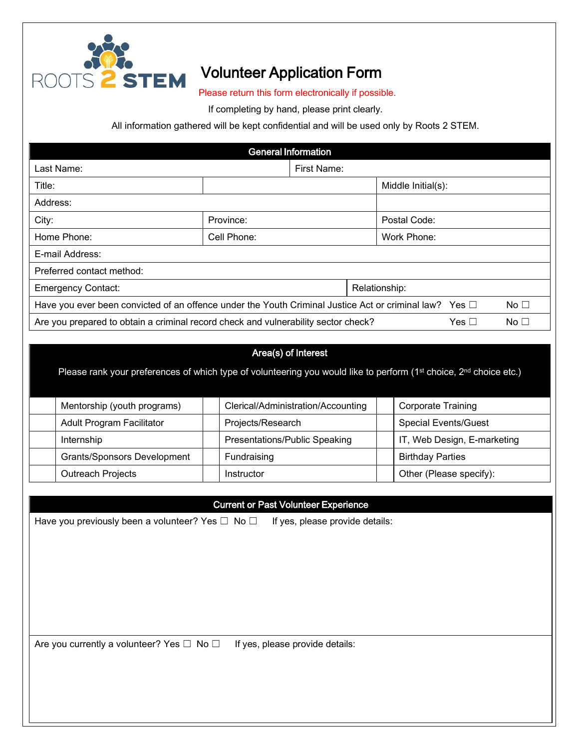ROOTS 2 STEM

# Volunteer Application Form

Please return this form electronically if possible.

If completing by hand, please print clearly.

All information gathered will be kept confidential and will be used only by Roots 2 STEM.

## General Information

| | | |
|---|---|---|
| Last Name: | First Name: | |
| Title: | | Middle Initial(s): |
| Address: | | |
| City: | Province: | Postal Code: |
| Home Phone: | Cell Phone: | Work Phone: |
| E-mail Address: | | |
| Preferred contact method: | | |
| Emergency Contact: | Relationship: | |

Have you ever been convicted of an offence under the Youth Criminal Justice Act or criminal law? Yes ☐ No ☐

Are you prepared to obtain a criminal record check and vulnerability sector check? Yes ☐ No ☐

## Area(s) of Interest

Please rank your preferences of which type of volunteering you would like to perform (1st choice, 2nd choice etc.)

| | | | | | |
|---|---|---|---|---|---|
| | Mentorship (youth programs) | | Clerical/Administration/Accounting | | Corporate Training |
| | Adult Program Facilitator | | Projects/Research | | Special Events/Guest |
| | Internship | | Presentations/Public Speaking | | IT, Web Design, E-marketing |
| | Grants/Sponsors Development | | Fundraising | | Birthday Parties |
| | Outreach Projects | | Instructor | | Other (Please specify): |

## Current or Past Volunteer Experience

Have you previously been a volunteer? Yes ☐ No ☐ If yes, please provide details:

Are you currently a volunteer? Yes ☐ No ☐ If yes, please provide details: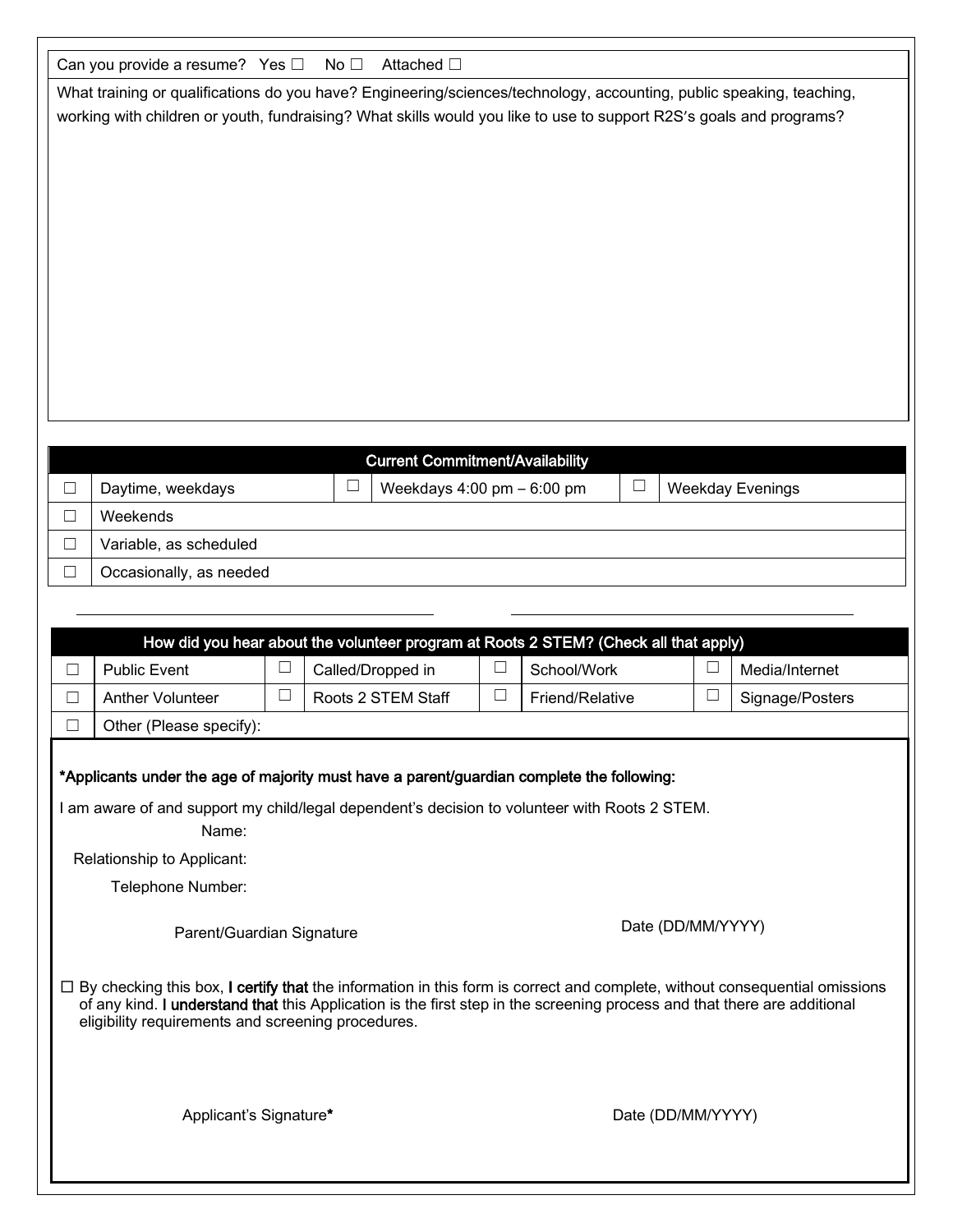Can you provide a resume? Yes ☐ No ☐ Attached ☐

What training or qualifications do you have? Engineering/sciences/technology, accounting, public speaking, teaching, working with children or youth, fundraising? What skills would you like to use to support R2S's goals and programs?

| Current Commitment/Availability | | | | | |
|---|---|---|---|---|---|
| ☐ | Daytime, weekdays | ☐ | Weekdays 4:00 pm – 6:00 pm | ☐ | Weekday Evenings |
| ☐ | Weekends | | | | |
| ☐ | Variable, as scheduled | | | | |
| ☐ | Occasionally, as needed | | | | |

| How did you hear about the volunteer program at Roots 2 STEM? (Check all that apply) | | | | | | | |
|---|---|---|---|---|---|---|---|
| ☐ | Public Event | ☐ | Called/Dropped in | ☐ | School/Work | ☐ | Media/Internet |
| ☐ | Anther Volunteer | ☐ | Roots 2 STEM Staff | ☐ | Friend/Relative | ☐ | Signage/Posters |
| ☐ | Other (Please specify): | | | | | | |

**\*Applicants under the age of majority must have a parent/guardian complete the following:**

I am aware of and support my child/legal dependent's decision to volunteer with Roots 2 STEM.

Name:

Relationship to Applicant:

Telephone Number:

Parent/Guardian Signature

Date (DD/MM/YYYY)

☐ By checking this box, **I certify that** the information in this form is correct and complete, without consequential omissions of any kind. **I understand that** this Application is the first step in the screening process and that there are additional eligibility requirements and screening procedures.

Applicant's Signature**\***

Date (DD/MM/YYYY)